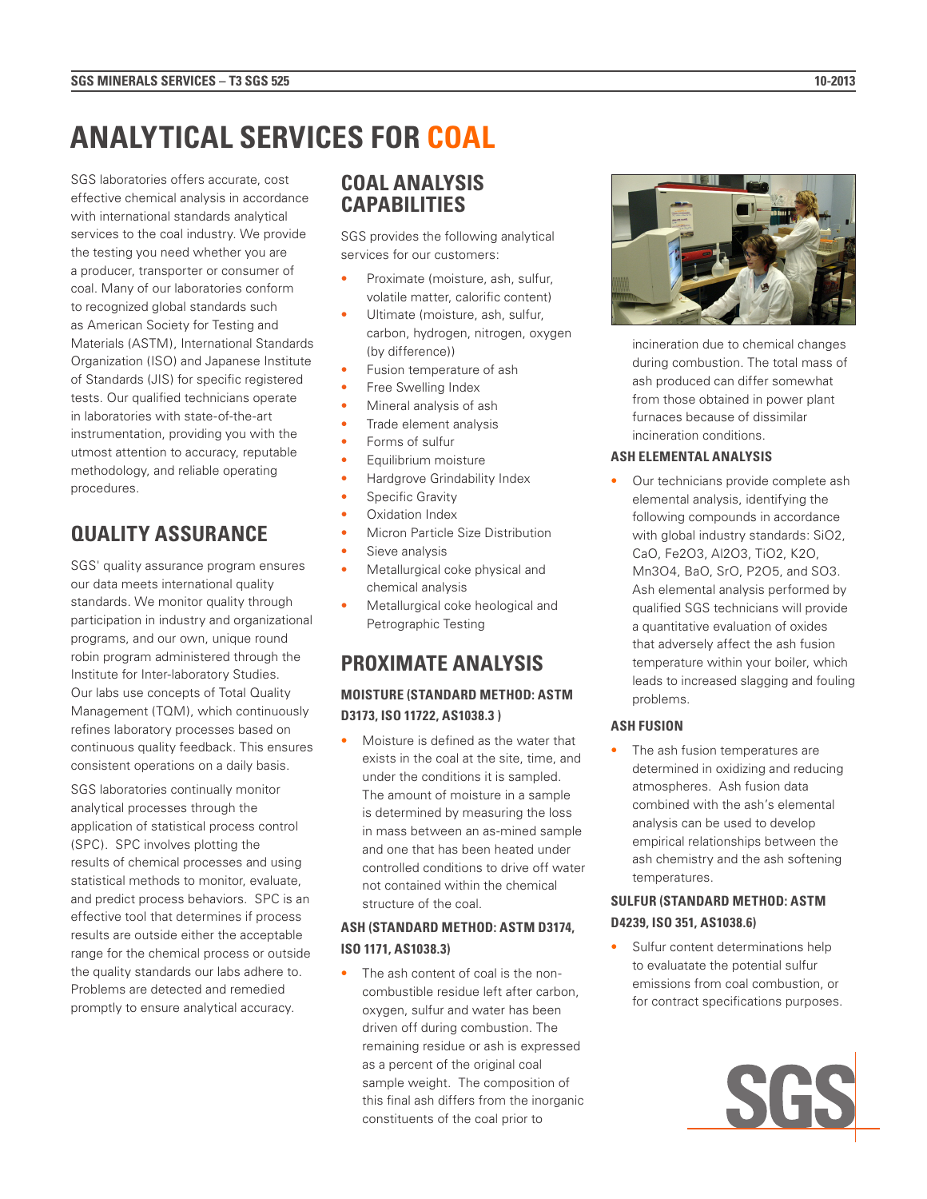# ANALYTICAL SERVICES FOR COAL

SGS laboratories offers accurate, cost effective chemical analysis in accordance with international standards analytical services to the coal industry. We provide the testing you need whether you are a producer, transporter or consumer of coal. Many of our laboratories conform to recognized global standards such as American Society for Testing and Materials (ASTM), International Standards Organization (ISO) and Japanese Institute of Standards (JIS) for specific registered tests. Our qualified technicians operate in laboratories with state-of-the-art instrumentation, providing you with the utmost attention to accuracy, reputable methodology, and reliable operating procedures.

## QUALITY ASSURANCE

SGS' quality assurance program ensures our data meets international quality standards. We monitor quality through participation in industry and organizational programs, and our own, unique round robin program administered through the Institute for Inter-laboratory Studies. Our labs use concepts of Total Quality Management (TQM), which continuously refines laboratory processes based on continuous quality feedback. This ensures consistent operations on a daily basis.

SGS laboratories continually monitor analytical processes through the application of statistical process control (SPC). SPC involves plotting the results of chemical processes and using statistical methods to monitor, evaluate, and predict process behaviors. SPC is an effective tool that determines if process results are outside either the acceptable range for the chemical process or outside the quality standards our labs adhere to. Problems are detected and remedied promptly to ensure analytical accuracy.

## COAL ANALYSIS CAPABILITIES

SGS provides the following analytical services for our customers:

- Proximate (moisture, ash, sulfur, volatile matter, calorific content)
- Ultimate (moisture, ash, sulfur, carbon, hydrogen, nitrogen, oxygen (by difference))
- Fusion temperature of ash
- Free Swelling Index
- Mineral analysis of ash
- Trade element analysis
- Forms of sulfur
- Equilibrium moisture
- Hardgrove Grindability Index
- Specific Gravity
- Oxidation Index
- Micron Particle Size Distribution
- Sieve analysis
- Metallurgical coke physical and chemical analysis
- Metallurgical coke heological and Petrographic Testing

## PROXIMATE ANALYSIS

### MOISTURE (STANDARD METHOD: ASTM D3173, ISO 11722, AS1038.3 )

- Moisture is defined as the water that exists in the coal at the site, time, and under the conditions it is sampled. The amount of moisture in a sample is determined by measuring the loss in mass between an as-mined sample and one that has been heated under controlled conditions to drive off water not contained within the chemical structure of the coal.

### ASH (STANDARD METHOD: ASTM D3174, ISO 1171, AS1038.3)

- The ash content of coal is the non-combustible residue left after carbon, oxygen, sulfur and water has been driven off during combustion. The remaining residue or ash is expressed as a percent of the original coal sample weight. The composition of this final ash differs from the inorganic constituents of the coal prior to incineration due to chemical changes during combustion. The total mass of ash produced can differ somewhat from those obtained in power plant furnaces because of dissimilar incineration conditions.

### ASH ELEMENTAL ANALYSIS

- Our technicians provide complete ash elemental analysis, identifying the following compounds in accordance with global industry standards: $SiO_2$, $CaO$, $Fe_2O_3$, $Al_2O_3$, $TiO_2$, $K_2O$, $Mn_3O_4$, $BaO$, $SrO$, $P_2O_5$, and $SO_3$. Ash elemental analysis performed by qualified SGS technicians will provide a quantitative evaluation of oxides that adversely affect the ash fusion temperature within your boiler, which leads to increased slagging and fouling problems.

### ASH FUSION

- The ash fusion temperatures are determined in oxidizing and reducing atmospheres. Ash fusion data combined with the ash's elemental analysis can be used to develop empirical relationships between the ash chemistry and the ash softening temperatures.

### SULFUR (STANDARD METHOD: ASTM D4239, ISO 351, AS1038.6)

- Sulfur content determinations help to evaluatate the potential sulfur emissions from coal combustion, or for contract specifications purposes.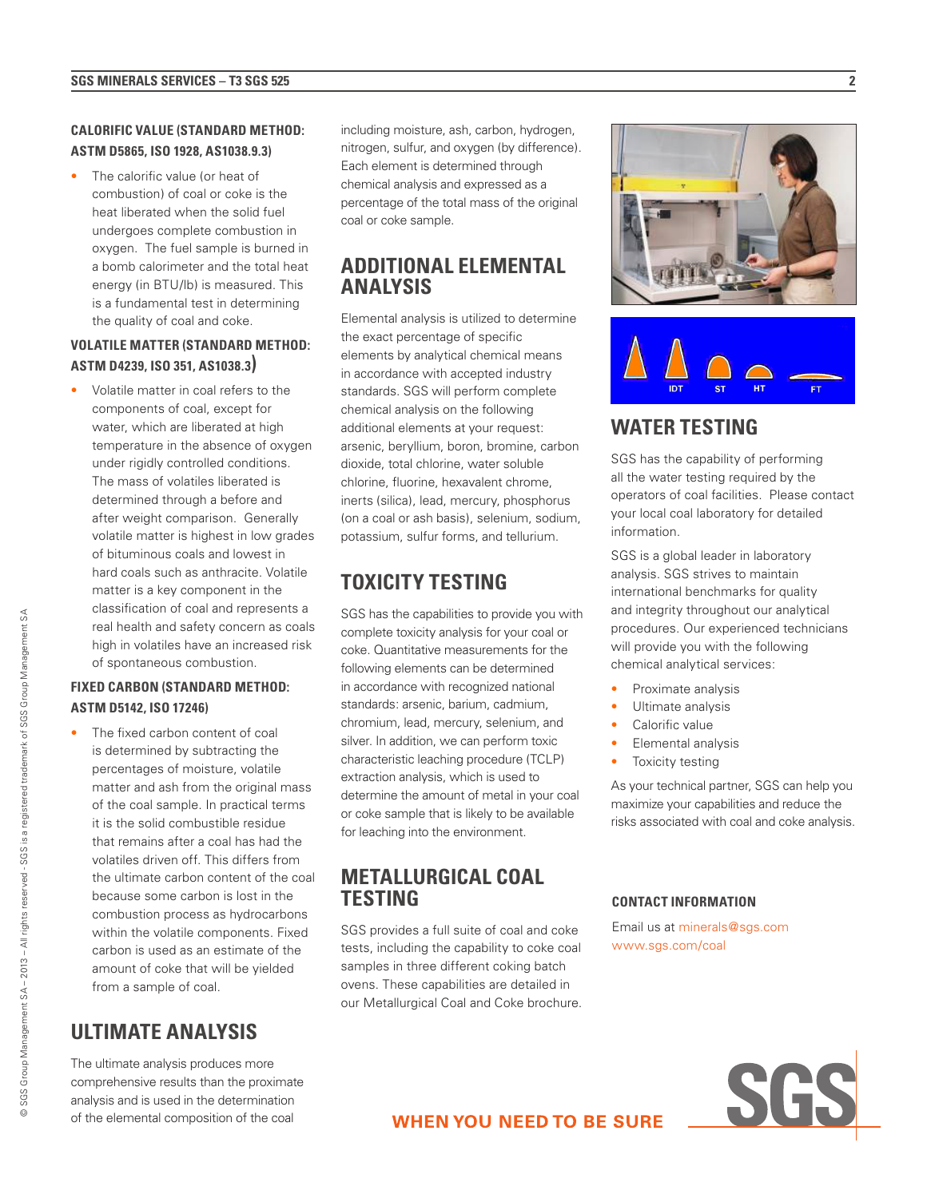### CALORIFIC VALUE (STANDARD METHOD: ASTM D5865, ISO 1928, AS1038.9.3)

- The calorific value (or heat of combustion) of coal or coke is the heat liberated when the solid fuel undergoes complete combustion in oxygen. The fuel sample is burned in a bomb calorimeter and the total heat energy (in BTU/lb) is measured. This is a fundamental test in determining the quality of coal and coke.

### VOLATILE MATTER (STANDARD METHOD: ASTM D4239, ISO 351, AS1038.3)

- Volatile matter in coal refers to the components of coal, except for water, which are liberated at high temperature in the absence of oxygen under rigidly controlled conditions. The mass of volatiles liberated is determined through a before and after weight comparison. Generally volatile matter is highest in low grades of bituminous coals and lowest in hard coals such as anthracite. Volatile matter is a key component in the classification of coal and represents a real health and safety concern as coals high in volatiles have an increased risk of spontaneous combustion.

### FIXED CARBON (STANDARD METHOD: ASTM D5142, ISO 17246)

- The fixed carbon content of coal is determined by subtracting the percentages of moisture, volatile matter and ash from the original mass of the coal sample. In practical terms it is the solid combustible residue that remains after a coal has had the volatiles driven off. This differs from the ultimate carbon content of the coal because some carbon is lost in the combustion process as hydrocarbons within the volatile components. Fixed carbon is used as an estimate of the amount of coke that will be yielded from a sample of coal.

## ULTIMATE ANALYSIS

The ultimate analysis produces more comprehensive results than the proximate analysis and is used in the determination of the elemental composition of the coal including moisture, ash, carbon, hydrogen, nitrogen, sulfur, and oxygen (by difference). Each element is determined through chemical analysis and expressed as a percentage of the total mass of the original coal or coke sample.

## ADDITIONAL ELEMENTAL ANALYSIS

Elemental analysis is utilized to determine the exact percentage of specific elements by analytical chemical means in accordance with accepted industry standards. SGS will perform complete chemical analysis on the following additional elements at your request: arsenic, beryllium, boron, bromine, carbon dioxide, total chlorine, water soluble chlorine, fluorine, hexavalent chrome, inerts (silica), lead, mercury, phosphorus (on a coal or ash basis), selenium, sodium, potassium, sulfur forms, and tellurium.

## TOXICITY TESTING

SGS has the capabilities to provide you with complete toxicity analysis for your coal or coke. Quantitative measurements for the following elements can be determined in accordance with recognized national standards: arsenic, barium, cadmium, chromium, lead, mercury, selenium, and silver. In addition, we can perform toxic characteristic leaching procedure (TCLP) extraction analysis, which is used to determine the amount of metal in your coal or coke sample that is likely to be available for leaching into the environment.

## METALLURGICAL COAL TESTING

SGS provides a full suite of coal and coke tests, including the capability to coke coal samples in three different coking batch ovens. These capabilities are detailed in our Metallurgical Coal and Coke brochure.

IDT ST HT FT

## WATER TESTING

SGS has the capability of performing all the water testing required by the operators of coal facilities. Please contact your local coal laboratory for detailed information.

SGS is a global leader in laboratory analysis. SGS strives to maintain international benchmarks for quality and integrity throughout our analytical procedures. Our experienced technicians will provide you with the following chemical analytical services:

- Proximate analysis
- Ultimate analysis
- Calorific value
- Elemental analysis
- Toxicity testing

As your technical partner, SGS can help you maximize your capabilities and reduce the risks associated with coal and coke analysis.

### CONTACT INFORMATION

Email us at minerals@sgs.com
www.sgs.com/coal

WHEN YOU NEED TO BE SURE

SGS

© SGS Group Management SA – 2013 – All rights reserved - SGS is a registered trademark of SGS Group Management SA